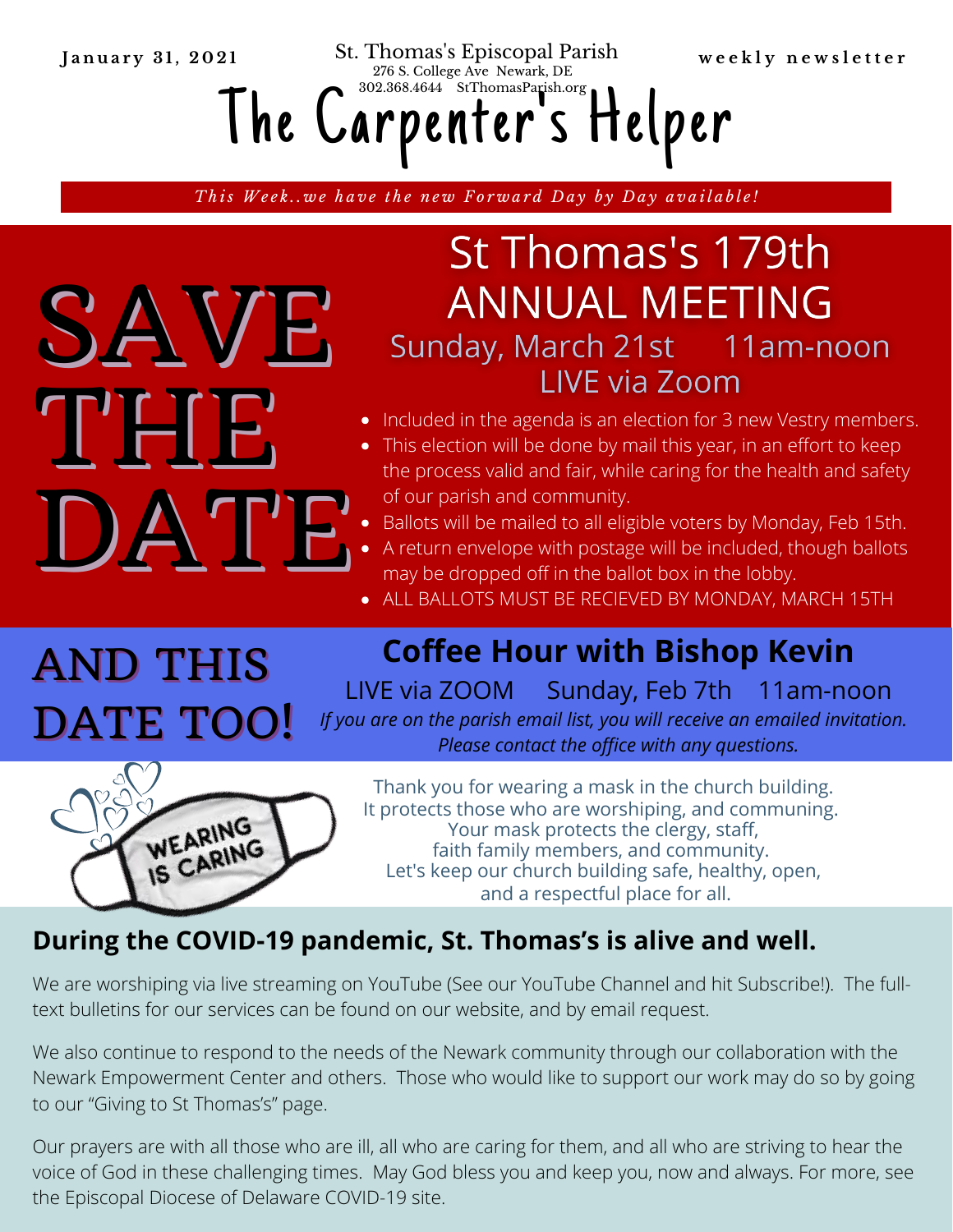January 31, 2021

St. Thomas's Episcopal Parish
276 S. College Ave Newark, DE
302.368.4644 StThomasParish.org

weekly newsletter

# The Carpenter's Helper

*This Week..we have the new Forward Day by Day available!*

# SAVE THE DATE

## St Thomas's 179th ANNUAL MEETING

Sunday, March 21st 11am-noon
LIVE via Zoom

- Included in the agenda is an election for 3 new Vestry members.
- This election will be done by mail this year, in an effort to keep the process valid and fair, while caring for the health and safety of our parish and community.
- Ballots will be mailed to all eligible voters by Monday, Feb 15th.
- A return envelope with postage will be included, though ballots may be dropped off in the ballot box in the lobby.
- ALL BALLOTS MUST BE RECIEVED BY MONDAY, MARCH 15TH

# AND THIS DATE TOO!

## Coffee Hour with Bishop Kevin

LIVE via ZOOM Sunday, Feb 7th 11am-noon

*If you are on the parish email list, you will receive an emailed invitation. Please contact the office with any questions.*

WEARING IS CARING

Thank you for wearing a mask in the church building.
It protects those who are worshiping, and communing.
Your mask protects the clergy, staff,
faith family members, and community.
Let's keep our church building safe, healthy, open,
and a respectful place for all.

## During the COVID-19 pandemic, St. Thomas's is alive and well.

We are worshiping via live streaming on YouTube (See our YouTube Channel and hit Subscribe!). The full-text bulletins for our services can be found on our website, and by email request.

We also continue to respond to the needs of the Newark community through our collaboration with the Newark Empowerment Center and others. Those who would like to support our work may do so by going to our "Giving to St Thomas's" page.

Our prayers are with all those who are ill, all who are caring for them, and all who are striving to hear the voice of God in these challenging times. May God bless you and keep you, now and always. For more, see the Episcopal Diocese of Delaware COVID-19 site.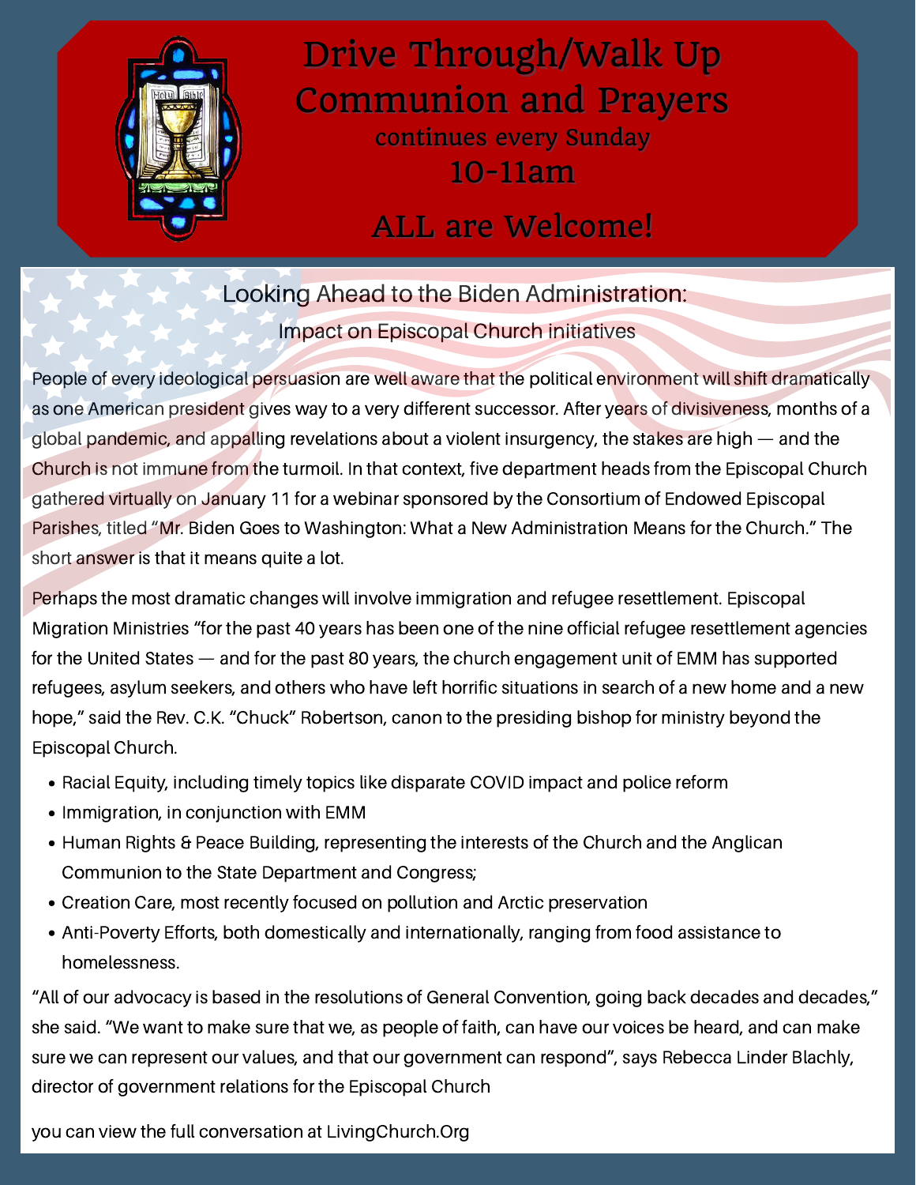# Drive Through/Walk Up Communion and Prayers

continues every Sunday

10-11am

ALL are Welcome!

## Looking Ahead to the Biden Administration:

### Impact on Episcopal Church initiatives

People of every ideological persuasion are well aware that the political environment will shift dramatically as one American president gives way to a very different successor. After years of divisiveness, months of a global pandemic, and appalling revelations about a violent insurgency, the stakes are high — and the Church is not immune from the turmoil. In that context, five department heads from the Episcopal Church gathered virtually on January 11 for a webinar sponsored by the Consortium of Endowed Episcopal Parishes, titled "Mr. Biden Goes to Washington: What a New Administration Means for the Church." The short answer is that it means quite a lot.

Perhaps the most dramatic changes will involve immigration and refugee resettlement. Episcopal Migration Ministries "for the past 40 years has been one of the nine official refugee resettlement agencies for the United States — and for the past 80 years, the church engagement unit of EMM has supported refugees, asylum seekers, and others who have left horrific situations in search of a new home and a new hope," said the Rev. C.K. "Chuck" Robertson, canon to the presiding bishop for ministry beyond the Episcopal Church.

- Racial Equity, including timely topics like disparate COVID impact and police reform
- Immigration, in conjunction with EMM
- Human Rights & Peace Building, representing the interests of the Church and the Anglican Communion to the State Department and Congress;
- Creation Care, most recently focused on pollution and Arctic preservation
- Anti-Poverty Efforts, both domestically and internationally, ranging from food assistance to homelessness.

"All of our advocacy is based in the resolutions of General Convention, going back decades and decades," she said. "We want to make sure that we, as people of faith, can have our voices be heard, and can make sure we can represent our values, and that our government can respond", says Rebecca Linder Blachly, director of government relations for the Episcopal Church

you can view the full conversation at LivingChurch.Org